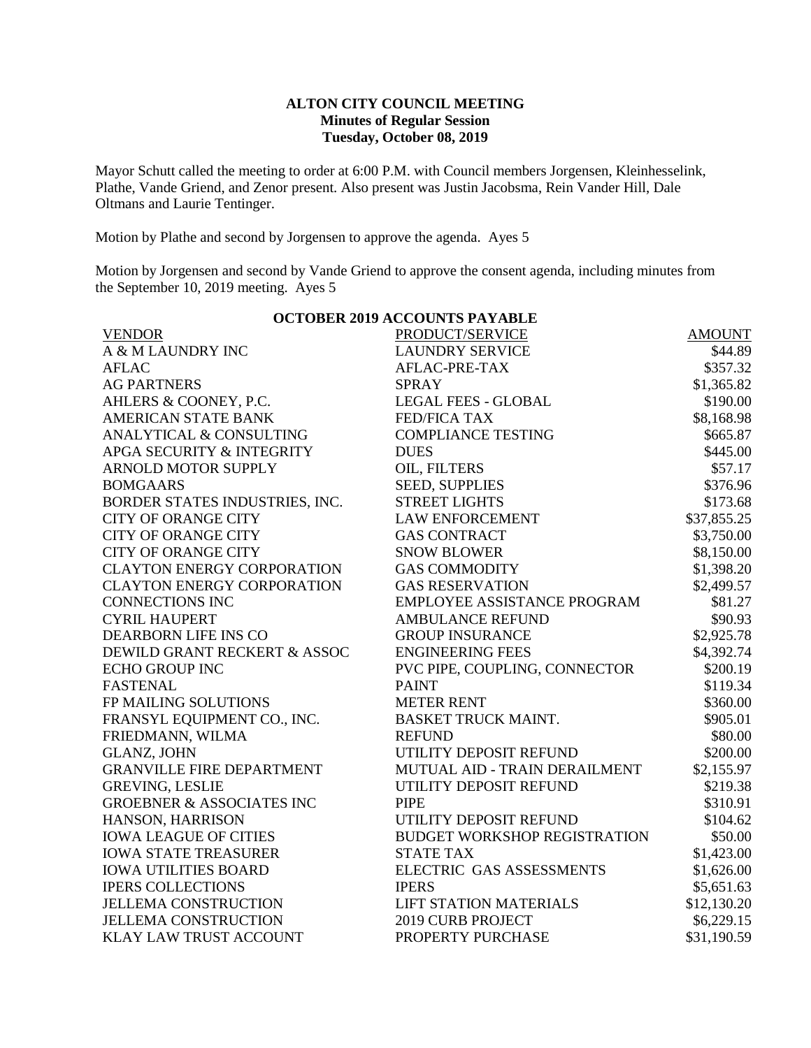**ALTON CITY COUNCIL MEETING**
**Minutes of Regular Session**
**Tuesday, October 08, 2019**

Mayor Schutt called the meeting to order at 6:00 P.M. with Council members Jorgensen, Kleinhesselink, Plathe, Vande Griend, and Zenor present. Also present was Justin Jacobsma, Rein Vander Hill, Dale Oltmans and Laurie Tentinger.

Motion by Plathe and second by Jorgensen to approve the agenda. Ayes 5

Motion by Jorgensen and second by Vande Griend to approve the consent agenda, including minutes from the September 10, 2019 meeting. Ayes 5

**OCTOBER 2019 ACCOUNTS PAYABLE**

| VENDOR | PRODUCT/SERVICE | AMOUNT |
|---|---|---|
| A & M LAUNDRY INC | LAUNDRY SERVICE | $44.89 |
| AFLAC | AFLAC-PRE-TAX | $357.32 |
| AG PARTNERS | SPRAY | $1,365.82 |
| AHLERS & COONEY, P.C. | LEGAL FEES - GLOBAL | $190.00 |
| AMERICAN STATE BANK | FED/FICA TAX | $8,168.98 |
| ANALYTICAL & CONSULTING | COMPLIANCE TESTING | $665.87 |
| APGA SECURITY & INTEGRITY | DUES | $445.00 |
| ARNOLD MOTOR SUPPLY | OIL, FILTERS | $57.17 |
| BOMGAARS | SEED, SUPPLIES | $376.96 |
| BORDER STATES INDUSTRIES, INC. | STREET LIGHTS | $173.68 |
| CITY OF ORANGE CITY | LAW ENFORCEMENT | $37,855.25 |
| CITY OF ORANGE CITY | GAS CONTRACT | $3,750.00 |
| CITY OF ORANGE CITY | SNOW BLOWER | $8,150.00 |
| CLAYTON ENERGY CORPORATION | GAS COMMODITY | $1,398.20 |
| CLAYTON ENERGY CORPORATION | GAS RESERVATION | $2,499.57 |
| CONNECTIONS INC | EMPLOYEE ASSISTANCE PROGRAM | $81.27 |
| CYRIL HAUPERT | AMBULANCE REFUND | $90.93 |
| DEARBORN LIFE INS CO | GROUP INSURANCE | $2,925.78 |
| DEWILD GRANT RECKERT & ASSOC | ENGINEERING FEES | $4,392.74 |
| ECHO GROUP INC | PVC PIPE, COUPLING, CONNECTOR | $200.19 |
| FASTENAL | PAINT | $119.34 |
| FP MAILING SOLUTIONS | METER RENT | $360.00 |
| FRANSYL EQUIPMENT CO., INC. | BASKET TRUCK MAINT. | $905.01 |
| FRIEDMANN, WILMA | REFUND | $80.00 |
| GLANZ, JOHN | UTILITY DEPOSIT REFUND | $200.00 |
| GRANVILLE FIRE DEPARTMENT | MUTUAL AID - TRAIN DERAILMENT | $2,155.97 |
| GREVING, LESLIE | UTILITY DEPOSIT REFUND | $219.38 |
| GROEBNER & ASSOCIATES INC | PIPE | $310.91 |
| HANSON, HARRISON | UTILITY DEPOSIT REFUND | $104.62 |
| IOWA LEAGUE OF CITIES | BUDGET WORKSHOP REGISTRATION | $50.00 |
| IOWA STATE TREASURER | STATE TAX | $1,423.00 |
| IOWA UTILITIES BOARD | ELECTRIC GAS ASSESSMENTS | $1,626.00 |
| IPERS COLLECTIONS | IPERS | $5,651.63 |
| JELLEMA CONSTRUCTION | LIFT STATION MATERIALS | $12,130.20 |
| JELLEMA CONSTRUCTION | 2019 CURB PROJECT | $6,229.15 |
| KLAY LAW TRUST ACCOUNT | PROPERTY PURCHASE | $31,190.59 |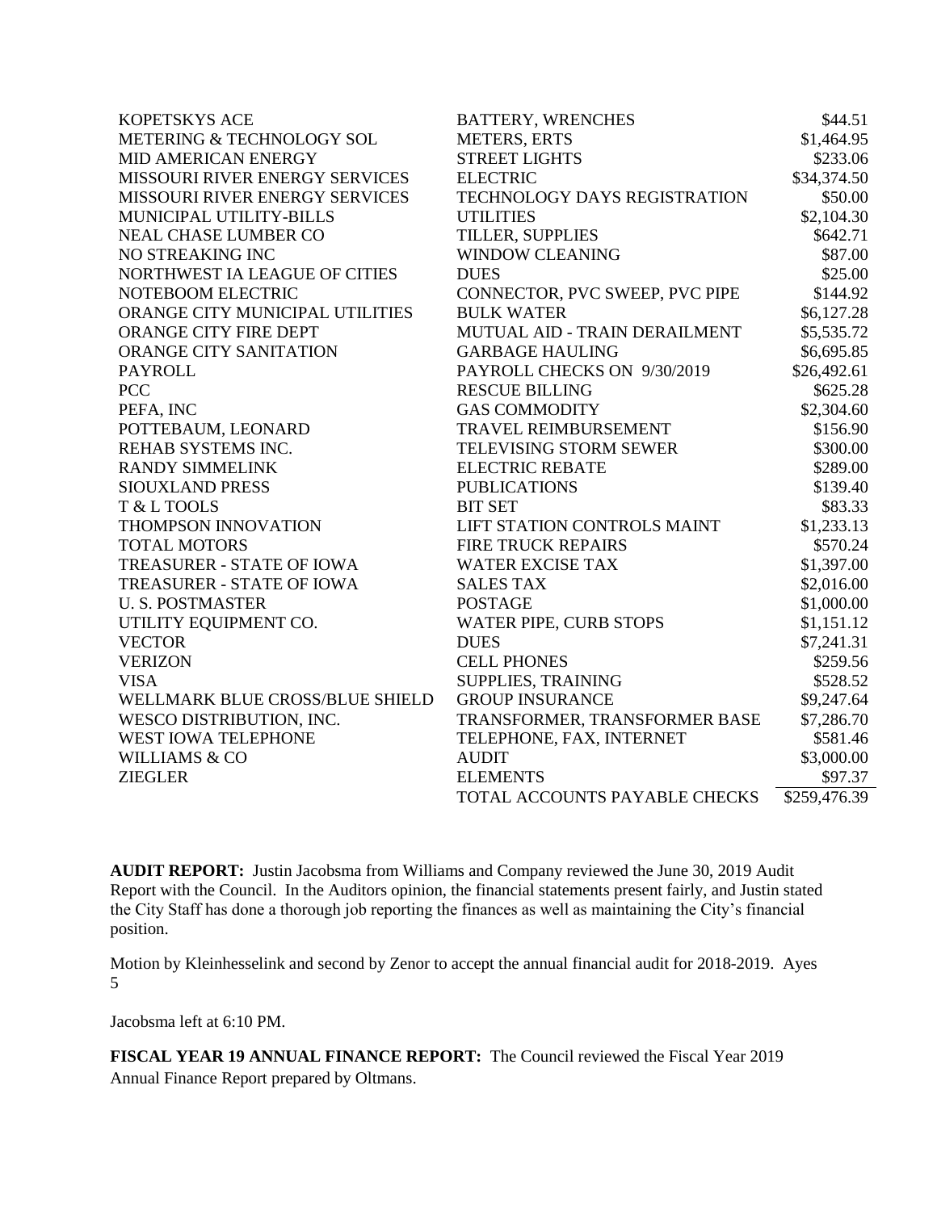| | | |
|---|---|---|
| KOPETSKYS ACE | BATTERY, WRENCHES | $44.51 |
| METERING & TECHNOLOGY SOL | METERS, ERTS | $1,464.95 |
| MID AMERICAN ENERGY | STREET LIGHTS | $233.06 |
| MISSOURI RIVER ENERGY SERVICES | ELECTRIC | $34,374.50 |
| MISSOURI RIVER ENERGY SERVICES | TECHNOLOGY DAYS REGISTRATION | $50.00 |
| MUNICIPAL UTILITY-BILLS | UTILITIES | $2,104.30 |
| NEAL CHASE LUMBER CO | TILLER, SUPPLIES | $642.71 |
| NO STREAKING INC | WINDOW CLEANING | $87.00 |
| NORTHWEST IA LEAGUE OF CITIES | DUES | $25.00 |
| NOTEBOOM ELECTRIC | CONNECTOR, PVC SWEEP, PVC PIPE | $144.92 |
| ORANGE CITY MUNICIPAL UTILITIES | BULK WATER | $6,127.28 |
| ORANGE CITY FIRE DEPT | MUTUAL AID - TRAIN DERAILMENT | $5,535.72 |
| ORANGE CITY SANITATION | GARBAGE HAULING | $6,695.85 |
| PAYROLL | PAYROLL CHECKS ON 9/30/2019 | $26,492.61 |
| PCC | RESCUE BILLING | $625.28 |
| PEFA, INC | GAS COMMODITY | $2,304.60 |
| POTTEBAUM, LEONARD | TRAVEL REIMBURSEMENT | $156.90 |
| REHAB SYSTEMS INC. | TELEVISING STORM SEWER | $300.00 |
| RANDY SIMMELINK | ELECTRIC REBATE | $289.00 |
| SIOUXLAND PRESS | PUBLICATIONS | $139.40 |
| T & L TOOLS | BIT SET | $83.33 |
| THOMPSON INNOVATION | LIFT STATION CONTROLS MAINT | $1,233.13 |
| TOTAL MOTORS | FIRE TRUCK REPAIRS | $570.24 |
| TREASURER - STATE OF IOWA | WATER EXCISE TAX | $1,397.00 |
| TREASURER - STATE OF IOWA | SALES TAX | $2,016.00 |
| U. S. POSTMASTER | POSTAGE | $1,000.00 |
| UTILITY EQUIPMENT CO. | WATER PIPE, CURB STOPS | $1,151.12 |
| VECTOR | DUES | $7,241.31 |
| VERIZON | CELL PHONES | $259.56 |
| VISA | SUPPLIES, TRAINING | $528.52 |
| WELLMARK BLUE CROSS/BLUE SHIELD | GROUP INSURANCE | $9,247.64 |
| WESCO DISTRIBUTION, INC. | TRANSFORMER, TRANSFORMER BASE | $7,286.70 |
| WEST IOWA TELEPHONE | TELEPHONE, FAX, INTERNET | $581.46 |
| WILLIAMS & CO | AUDIT | $3,000.00 |
| ZIEGLER | ELEMENTS | $97.37 |
| | TOTAL ACCOUNTS PAYABLE CHECKS | $259,476.39 |

**AUDIT REPORT:** Justin Jacobsma from Williams and Company reviewed the June 30, 2019 Audit Report with the Council. In the Auditors opinion, the financial statements present fairly, and Justin stated the City Staff has done a thorough job reporting the finances as well as maintaining the City's financial position.

Motion by Kleinhesselink and second by Zenor to accept the annual financial audit for 2018-2019. Ayes 5

Jacobsma left at 6:10 PM.

**FISCAL YEAR 19 ANNUAL FINANCE REPORT:** The Council reviewed the Fiscal Year 2019 Annual Finance Report prepared by Oltmans.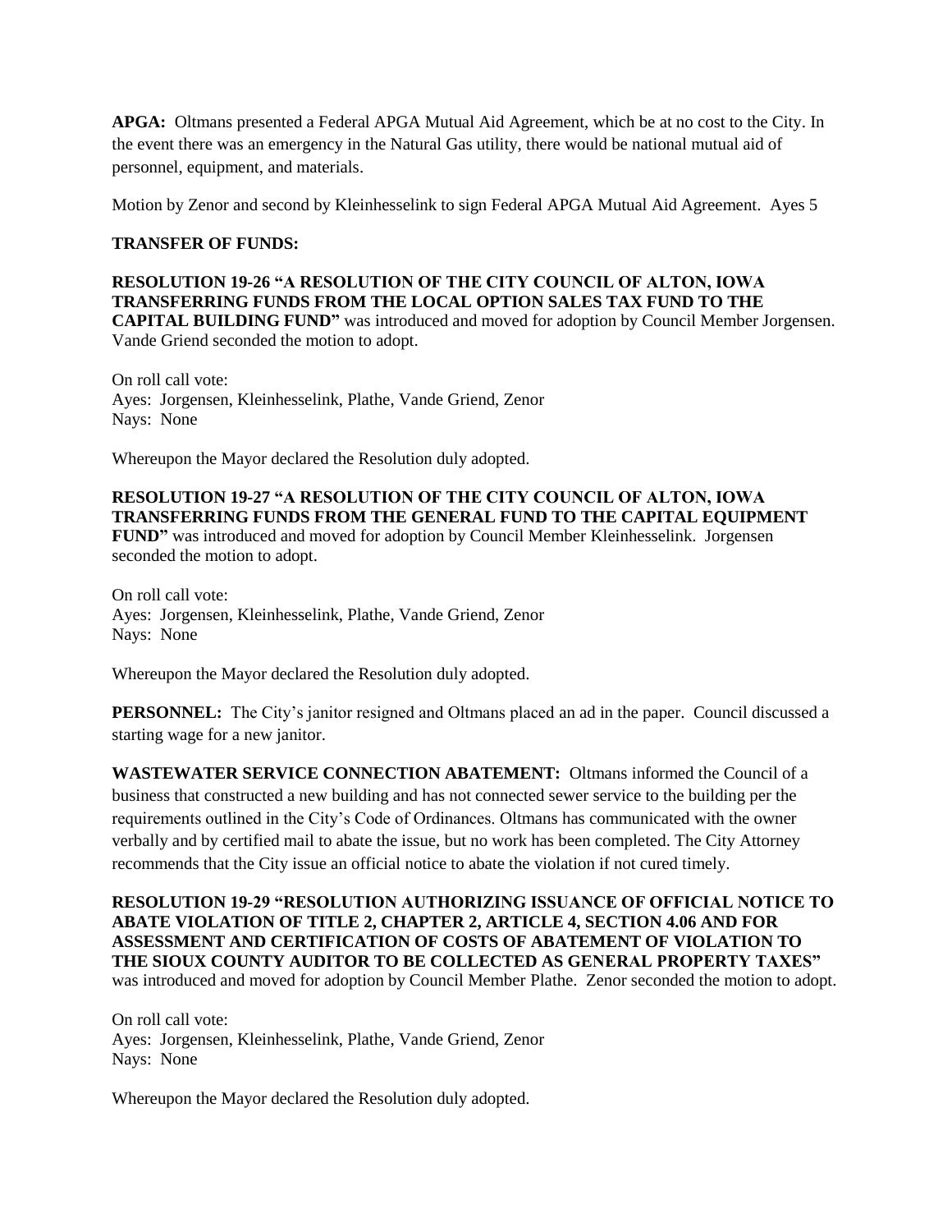**APGA:** Oltmans presented a Federal APGA Mutual Aid Agreement, which be at no cost to the City. In the event there was an emergency in the Natural Gas utility, there would be national mutual aid of personnel, equipment, and materials.

Motion by Zenor and second by Kleinhesselink to sign Federal APGA Mutual Aid Agreement. Ayes 5

**TRANSFER OF FUNDS:**

**RESOLUTION 19-26 "A RESOLUTION OF THE CITY COUNCIL OF ALTON, IOWA TRANSFERRING FUNDS FROM THE LOCAL OPTION SALES TAX FUND TO THE CAPITAL BUILDING FUND"** was introduced and moved for adoption by Council Member Jorgensen. Vande Griend seconded the motion to adopt.

On roll call vote:
Ayes: Jorgensen, Kleinhesselink, Plathe, Vande Griend, Zenor
Nays: None

Whereupon the Mayor declared the Resolution duly adopted.

**RESOLUTION 19-27 "A RESOLUTION OF THE CITY COUNCIL OF ALTON, IOWA TRANSFERRING FUNDS FROM THE GENERAL FUND TO THE CAPITAL EQUIPMENT FUND"** was introduced and moved for adoption by Council Member Kleinhesselink. Jorgensen seconded the motion to adopt.

On roll call vote:
Ayes: Jorgensen, Kleinhesselink, Plathe, Vande Griend, Zenor
Nays: None

Whereupon the Mayor declared the Resolution duly adopted.

**PERSONNEL:** The City's janitor resigned and Oltmans placed an ad in the paper. Council discussed a starting wage for a new janitor.

**WASTEWATER SERVICE CONNECTION ABATEMENT:** Oltmans informed the Council of a business that constructed a new building and has not connected sewer service to the building per the requirements outlined in the City's Code of Ordinances. Oltmans has communicated with the owner verbally and by certified mail to abate the issue, but no work has been completed. The City Attorney recommends that the City issue an official notice to abate the violation if not cured timely.

**RESOLUTION 19-29 "RESOLUTION AUTHORIZING ISSUANCE OF OFFICIAL NOTICE TO ABATE VIOLATION OF TITLE 2, CHAPTER 2, ARTICLE 4, SECTION 4.06 AND FOR ASSESSMENT AND CERTIFICATION OF COSTS OF ABATEMENT OF VIOLATION TO THE SIOUX COUNTY AUDITOR TO BE COLLECTED AS GENERAL PROPERTY TAXES"** was introduced and moved for adoption by Council Member Plathe. Zenor seconded the motion to adopt.

On roll call vote:
Ayes: Jorgensen, Kleinhesselink, Plathe, Vande Griend, Zenor
Nays: None

Whereupon the Mayor declared the Resolution duly adopted.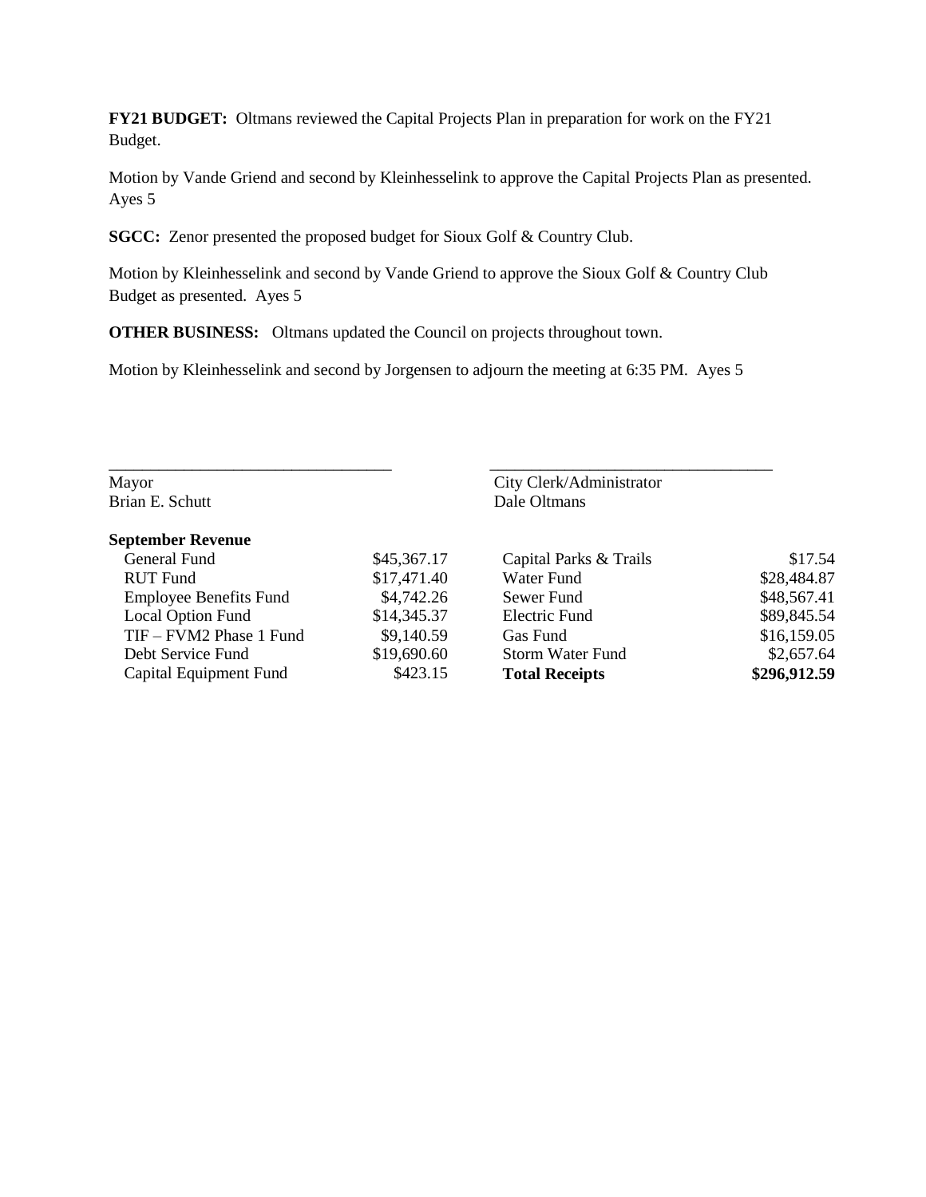**FY21 BUDGET:** Oltmans reviewed the Capital Projects Plan in preparation for work on the FY21 Budget.

Motion by Vande Griend and second by Kleinhesselink to approve the Capital Projects Plan as presented. Ayes 5

**SGCC:** Zenor presented the proposed budget for Sioux Golf & Country Club.

Motion by Kleinhesselink and second by Vande Griend to approve the Sioux Golf & Country Club Budget as presented. Ayes 5

**OTHER BUSINESS:** Oltmans updated the Council on projects throughout town.

Motion by Kleinhesselink and second by Jorgensen to adjourn the meeting at 6:35 PM. Ayes 5

\_\_\_\_\_\_\_\_\_\_\_\_\_\_\_\_\_\_\_\_\_\_\_\_\_\_\_\_\_\_\_\_\_\_
Mayor
Brian E. Schutt

\_\_\_\_\_\_\_\_\_\_\_\_\_\_\_\_\_\_\_\_\_\_\_\_\_\_\_\_\_\_\_\_\_\_
City Clerk/Administrator
Dale Oltmans

**September Revenue**

| | | | |
|---|---|---|---|
| General Fund | $45,367.17 | Capital Parks & Trails | $17.54 |
| RUT Fund | $17,471.40 | Water Fund | $28,484.87 |
| Employee Benefits Fund | $4,742.26 | Sewer Fund | $48,567.41 |
| Local Option Fund | $14,345.37 | Electric Fund | $89,845.54 |
| TIF – FVM2 Phase 1 Fund | $9,140.59 | Gas Fund | $16,159.05 |
| Debt Service Fund | $19,690.60 | Storm Water Fund | $2,657.64 |
| Capital Equipment Fund | $423.15 | **Total Receipts** | **$296,912.59** |